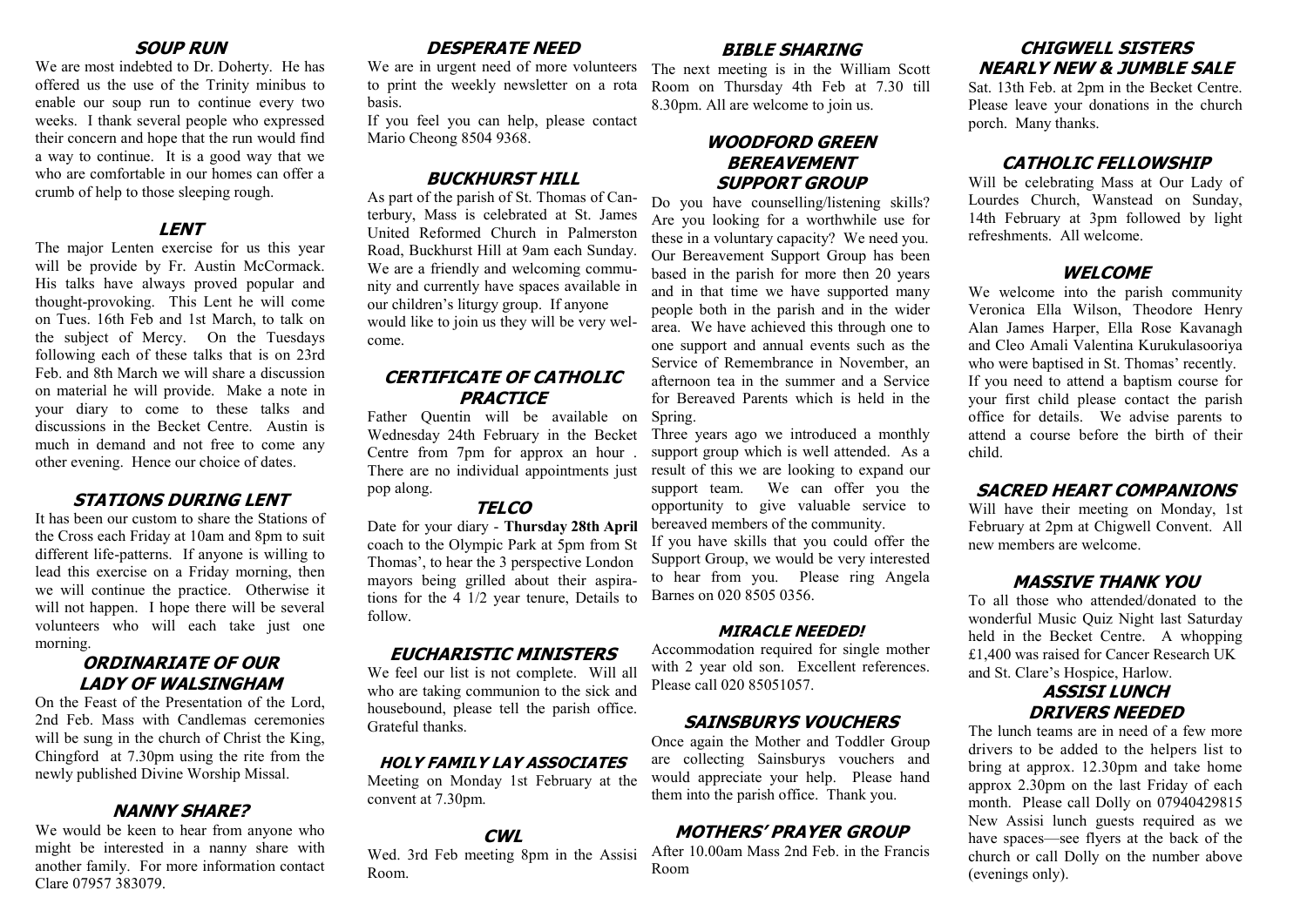## SOUP RUN

We are most indebted to Dr. Doherty. He has offered us the use of the Trinity minibus to enable our soup run to continue every two weeks. I thank several people who expressed their concern and hope that the run would find a way to continue. It is a good way that we who are comfortable in our homes can offer a crumb of help to those sleeping rough.

## LENT

The major Lenten exercise for us this year will be provide by Fr. Austin McCormack. His talks have always proved popular and thought-provoking. This Lent he will come on Tues. 16th Feb and 1st March, to talk on the subject of Mercy. On the Tuesdays following each of these talks that is on 23rd Feb. and 8th March we will share a discussion on material he will provide. Make a note in your diary to come to these talks and discussions in the Becket Centre. Austin is much in demand and not free to come any other evening. Hence our choice of dates.

## STATIONS DURING LENT

It has been our custom to share the Stations of the Cross each Friday at 10am and 8pm to suit different life-patterns. If anyone is willing to lead this exercise on a Friday morning, then we will continue the practice. Otherwise it will not happen. I hope there will be several volunteers who will each take just one morning.

## ORDINARIATE OF OUR LADY OF WALSINGHAM

On the Feast of the Presentation of the Lord, 2nd Feb. Mass with Candlemas ceremonies will be sung in the church of Christ the King, Chingford at 7.30pm using the rite from the newly published Divine Worship Missal.

## NANNY SHARE?

We would be keen to hear from anyone who might be interested in a nanny share with another family. For more information contact Clare 07957 383079.

## DESPERATE NEED

We are in urgent need of more volunteers to print the weekly newsletter on a rota basis.

If you feel you can help, please contact Mario Cheong 8504 9368.

## BUCKHURST HILL

As part of the parish of St. Thomas of Canterbury, Mass is celebrated at St. James United Reformed Church in Palmerston Road, Buckhurst Hill at 9am each Sunday. We are a friendly and welcoming community and currently have spaces available in our children's liturgy group. If anyone would like to join us they will be very welcome.

## CERTIFICATE OF CATHOLIC PRACTICE

Father Quentin will be available on Wednesday 24th February in the Becket Centre from 7pm for approx an hour . There are no individual appointments just pop along.

## TELCO

Date for your diary - **Thursday 28th April** coach to the Olympic Park at 5pm from St Thomas', to hear the 3 perspective London mayors being grilled about their aspirations for the 4 1/2 year tenure, Details to follow.

## EUCHARISTIC MINISTERS

We feel our list is not complete. Will all who are taking communion to the sick and housebound, please tell the parish office. Grateful thanks.

## HOLY FAMILY LAY ASSOCIATES

Meeting on Monday 1st February at the convent at 7.30pm.

## CWL

Wed. 3rd Feb meeting 8pm in the Assisi Room.

## BIBLE SHARING

The next meeting is in the William Scott Room on Thursday 4th Feb at 7.30 till 8.30pm. All are welcome to join us.

## WOODFORD GREEN BEREAVEMENT SUPPORT GROUP

Do you have counselling/listening skills? Are you looking for a worthwhile use for these in a voluntary capacity? We need you. Our Bereavement Support Group has been based in the parish for more then 20 years and in that time we have supported many people both in the parish and in the wider area. We have achieved this through one to one support and annual events such as the Service of Remembrance in November, an afternoon tea in the summer and a Service for Bereaved Parents which is held in the Spring.

Three years ago we introduced a monthly support group which is well attended. As a result of this we are looking to expand our support team. We can offer you the opportunity to give valuable service to bereaved members of the community.

If you have skills that you could offer the Support Group, we would be very interested to hear from you. Please ring Angela Barnes on 020 8505 0356.

## MIRACLE NEEDED!

Accommodation required for single mother with 2 year old son. Excellent references. Please call 020 85051057.

## SAINSBURYS VOUCHERS

Once again the Mother and Toddler Group are collecting Sainsburys vouchers and would appreciate your help. Please hand them into the parish office. Thank you.

## MOTHERS' PRAYER GROUP

After 10.00am Mass 2nd Feb. in the Francis Room

## CHIGWELL SISTERS NEARLY NEW & JUMBLE SALE

Sat. 13th Feb. at 2pm in the Becket Centre. Please leave your donations in the church porch. Many thanks.

## CATHOLIC FELLOWSHIP

Will be celebrating Mass at Our Lady of Lourdes Church, Wanstead on Sunday, 14th February at 3pm followed by light refreshments. All welcome.

## WELCOME

We welcome into the parish community Veronica Ella Wilson, Theodore Henry Alan James Harper, Ella Rose Kavanagh and Cleo Amali Valentina Kurukulasooriya who were baptised in St. Thomas' recently.

If you need to attend a baptism course for your first child please contact the parish office for details. We advise parents to attend a course before the birth of their child.

## SACRED HEART COMPANIONS

Will have their meeting on Monday, 1st February at 2pm at Chigwell Convent. All new members are welcome.

## MASSIVE THANK YOU

To all those who attended/donated to the wonderful Music Quiz Night last Saturday held in the Becket Centre. A whopping £1,400 was raised for Cancer Research UK and St. Clare's Hospice, Harlow.

## ASSISI LUNCH DRIVERS NEEDED

The lunch teams are in need of a few more drivers to be added to the helpers list to bring at approx. 12.30pm and take home approx 2.30pm on the last Friday of each month. Please call Dolly on 07940429815 New Assisi lunch guests required as we have spaces—see flyers at the back of the church or call Dolly on the number above (evenings only).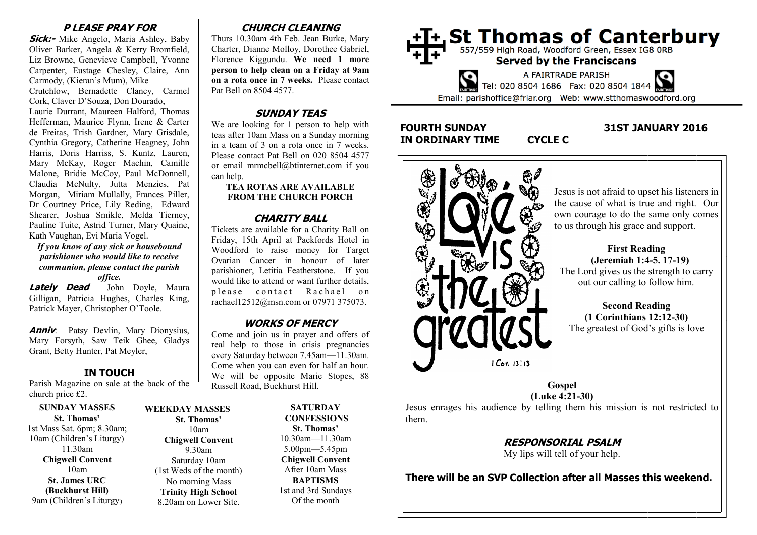## PLEASE PRAY FOR

**Sick:-** Mike Angelo, Maria Ashley, Baby Oliver Barker, Angela & Kerry Bromfield, Liz Browne, Genevieve Campbell, Yvonne Carpenter, Eustage Chesley, Claire, Ann Carmody, (Kieran's Mum), Mike Crutchlow, Bernadette Clancy, Carmel Cork, Claver D'Souza, Don Dourado, Laurie Durrant, Maureen Halford, Thomas Hefferman, Maurice Flynn, Irene & Carter de Freitas, Trish Gardner, Mary Grisdale, Cynthia Gregory, Catherine Heagney, John Harris, Doris Harriss, S. Kuntz, Lauren, Mary McKay, Roger Machin, Camille Malone, Bridie McCoy, Paul McDonnell, Claudia McNulty, Jutta Menzies, Pat Morgan, Miriam Mullally, Frances Piller, Dr Courtney Price, Lily Reding, Edward Shearer, Joshua Smikle, Melda Tierney, Pauline Tuite, Astrid Turner, Mary Quaine, Kath Vaughan, Evi Maria Vogel.

***If you know of any sick or housebound parishioner who would like to receive communion, please contact the parish office.***

**Lately Dead** John Doyle, Maura Gilligan, Patricia Hughes, Charles King, Patrick Mayer, Christopher O'Toole.

**Anniv**: Patsy Devlin, Mary Dionysius, Mary Forsyth, Saw Teik Ghee, Gladys Grant, Betty Hunter, Pat Meyler,

## IN TOUCH

Parish Magazine on sale at the back of the church price £2.

## CHURCH CLEANING

Thurs 10.30am 4th Feb. Jean Burke, Mary Charter, Dianne Molloy, Dorothee Gabriel, Florence Kiggundu. **We need 1 more person to help clean on a Friday at 9am on a rota once in 7 weeks.** Please contact Pat Bell on 8504 4577.

## SUNDAY TEAS

We are looking for 1 person to help with teas after 10am Mass on a Sunday morning in a team of 3 on a rota once in 7 weeks. Please contact Pat Bell on 020 8504 4577 or email mrmcbell@btinternet.com if you can help.

**TEA ROTAS ARE AVAILABLE FROM THE CHURCH PORCH**

## CHARITY BALL

Tickets are available for a Charity Ball on Friday, 15th April at Packfords Hotel in Woodford to raise money for Target Ovarian Cancer in honour of later parishioner, Letitia Featherstone. If you would like to attend or want further details, please contact Rachael on rachael12512@msn.com or 07971 375073.

## WORKS OF MERCY

Come and join us in prayer and offers of real help to those in crisis pregnancies every Saturday between 7.45am—11.30am. Come when you can even for half an hour. We will be opposite Marie Stopes, 88 Russell Road, Buckhurst Hill.

**SUNDAY MASSES**
**St. Thomas'**
1st Mass Sat. 6pm; 8.30am;
10am (Children's Liturgy)
11.30am
**Chigwell Convent**
10am
**St. James URC (Buckhurst Hill)**
9am (Children's Liturgy)

**WEEKDAY MASSES**
**St. Thomas'**
10am
**Chigwell Convent**
9.30am
Saturday 10am
(1st Weds of the month)
No morning Mass
**Trinity High School**
8.20am on Lower Site.

**SATURDAY CONFESSIONS**
**St. Thomas'**
10.30am—11.30am
5.00pm—5.45pm
**Chigwell Convent**
After 10am Mass
**BAPTISMS**
1st and 3rd Sundays
Of the month

# St Thomas of Canterbury

557/559 High Road, Woodford Green, Essex IG8 0RB

**Served by the Franciscans**

A FAIRTRADE PARISH

Tel: 020 8504 1686 Fax: 020 8504 1844

Email: parishoffice@friar.org Web: www.stthomaswoodford.org

**FOURTH SUNDAY IN ORDINARY TIME CYCLE C** **31ST JANUARY 2016**

Love is the greatest
1 Cor. 13:13

Jesus is not afraid to upset his listeners in the cause of what is true and right. Our own courage to do the same only comes to us through his grace and support.

**First Reading**
**(Jeremiah 1:4-5. 17-19)**
The Lord gives us the strength to carry out our calling to follow him.

**Second Reading**
**(1 Corinthians 12:12-30)**
The greatest of God's gifts is love

**Gospel**
**(Luke 4:21-30)**
Jesus enrages his audience by telling them his mission is not restricted to them.

## RESPONSORIAL PSALM

My lips will tell of your help.

**There will be an SVP Collection after all Masses this weekend.**